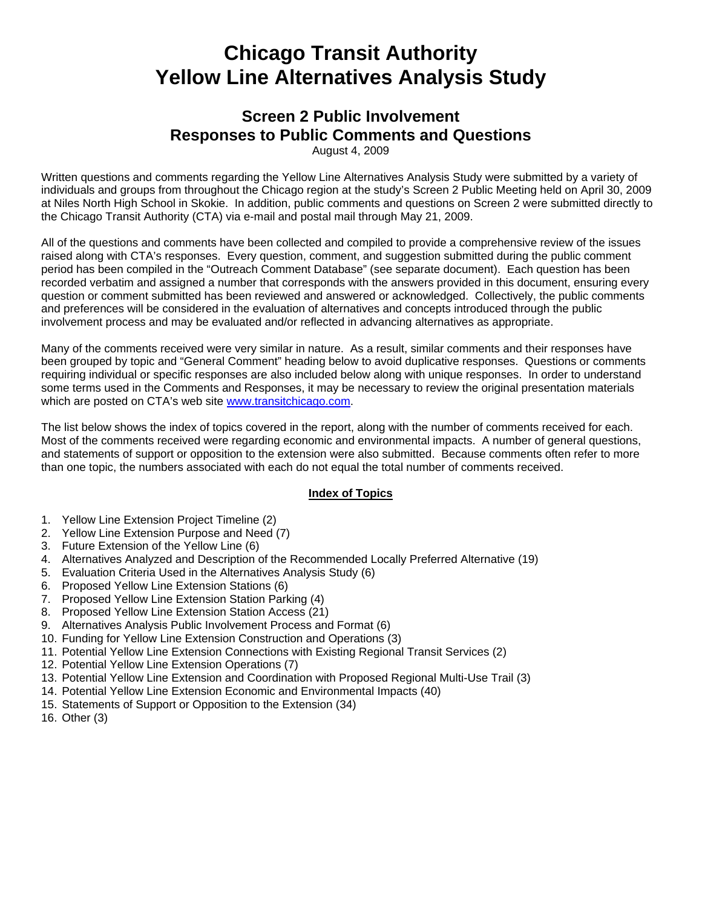# Chicago Transit Authority
# Yellow Line Alternatives Analysis Study

## Screen 2 Public Involvement
## Responses to Public Comments and Questions

August 4, 2009

Written questions and comments regarding the Yellow Line Alternatives Analysis Study were submitted by a variety of individuals and groups from throughout the Chicago region at the study's Screen 2 Public Meeting held on April 30, 2009 at Niles North High School in Skokie. In addition, public comments and questions on Screen 2 were submitted directly to the Chicago Transit Authority (CTA) via e-mail and postal mail through May 21, 2009.

All of the questions and comments have been collected and compiled to provide a comprehensive review of the issues raised along with CTA's responses. Every question, comment, and suggestion submitted during the public comment period has been compiled in the "Outreach Comment Database" (see separate document). Each question has been recorded verbatim and assigned a number that corresponds with the answers provided in this document, ensuring every question or comment submitted has been reviewed and answered or acknowledged. Collectively, the public comments and preferences will be considered in the evaluation of alternatives and concepts introduced through the public involvement process and may be evaluated and/or reflected in advancing alternatives as appropriate.

Many of the comments received were very similar in nature. As a result, similar comments and their responses have been grouped by topic and "General Comment" heading below to avoid duplicative responses. Questions or comments requiring individual or specific responses are also included below along with unique responses. In order to understand some terms used in the Comments and Responses, it may be necessary to review the original presentation materials which are posted on CTA's web site www.transitchicago.com.

The list below shows the index of topics covered in the report, along with the number of comments received for each. Most of the comments received were regarding economic and environmental impacts. A number of general questions, and statements of support or opposition to the extension were also submitted. Because comments often refer to more than one topic, the numbers associated with each do not equal the total number of comments received.

**Index of Topics**

1. Yellow Line Extension Project Timeline (2)
2. Yellow Line Extension Purpose and Need (7)
3. Future Extension of the Yellow Line (6)
4. Alternatives Analyzed and Description of the Recommended Locally Preferred Alternative (19)
5. Evaluation Criteria Used in the Alternatives Analysis Study (6)
6. Proposed Yellow Line Extension Stations (6)
7. Proposed Yellow Line Extension Station Parking (4)
8. Proposed Yellow Line Extension Station Access (21)
9. Alternatives Analysis Public Involvement Process and Format (6)
10. Funding for Yellow Line Extension Construction and Operations (3)
11. Potential Yellow Line Extension Connections with Existing Regional Transit Services (2)
12. Potential Yellow Line Extension Operations (7)
13. Potential Yellow Line Extension and Coordination with Proposed Regional Multi-Use Trail (3)
14. Potential Yellow Line Extension Economic and Environmental Impacts (40)
15. Statements of Support or Opposition to the Extension (34)
16. Other (3)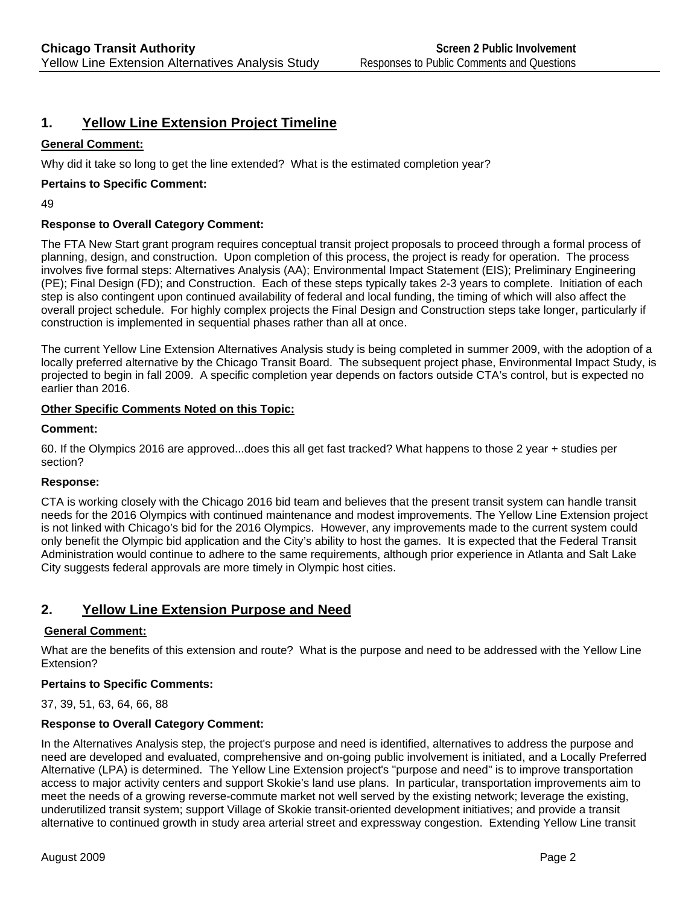## 1. Yellow Line Extension Project Timeline

**General Comment:**

Why did it take so long to get the line extended? What is the estimated completion year?

**Pertains to Specific Comment:**

49

**Response to Overall Category Comment:**

The FTA New Start grant program requires conceptual transit project proposals to proceed through a formal process of planning, design, and construction. Upon completion of this process, the project is ready for operation. The process involves five formal steps: Alternatives Analysis (AA); Environmental Impact Statement (EIS); Preliminary Engineering (PE); Final Design (FD); and Construction. Each of these steps typically takes 2-3 years to complete. Initiation of each step is also contingent upon continued availability of federal and local funding, the timing of which will also affect the overall project schedule. For highly complex projects the Final Design and Construction steps take longer, particularly if construction is implemented in sequential phases rather than all at once.

The current Yellow Line Extension Alternatives Analysis study is being completed in summer 2009, with the adoption of a locally preferred alternative by the Chicago Transit Board. The subsequent project phase, Environmental Impact Study, is projected to begin in fall 2009. A specific completion year depends on factors outside CTA's control, but is expected no earlier than 2016.

**Other Specific Comments Noted on this Topic:**

**Comment:**

60. If the Olympics 2016 are approved...does this all get fast tracked? What happens to those 2 year + studies per section?

**Response:**

CTA is working closely with the Chicago 2016 bid team and believes that the present transit system can handle transit needs for the 2016 Olympics with continued maintenance and modest improvements. The Yellow Line Extension project is not linked with Chicago's bid for the 2016 Olympics. However, any improvements made to the current system could only benefit the Olympic bid application and the City's ability to host the games. It is expected that the Federal Transit Administration would continue to adhere to the same requirements, although prior experience in Atlanta and Salt Lake City suggests federal approvals are more timely in Olympic host cities.

## 2. Yellow Line Extension Purpose and Need

**General Comment:**

What are the benefits of this extension and route? What is the purpose and need to be addressed with the Yellow Line Extension?

**Pertains to Specific Comments:**

37, 39, 51, 63, 64, 66, 88

**Response to Overall Category Comment:**

In the Alternatives Analysis step, the project's purpose and need is identified, alternatives to address the purpose and need are developed and evaluated, comprehensive and on-going public involvement is initiated, and a Locally Preferred Alternative (LPA) is determined. The Yellow Line Extension project's "purpose and need" is to improve transportation access to major activity centers and support Skokie's land use plans. In particular, transportation improvements aim to meet the needs of a growing reverse-commute market not well served by the existing network; leverage the existing, underutilized transit system; support Village of Skokie transit-oriented development initiatives; and provide a transit alternative to continued growth in study area arterial street and expressway congestion. Extending Yellow Line transit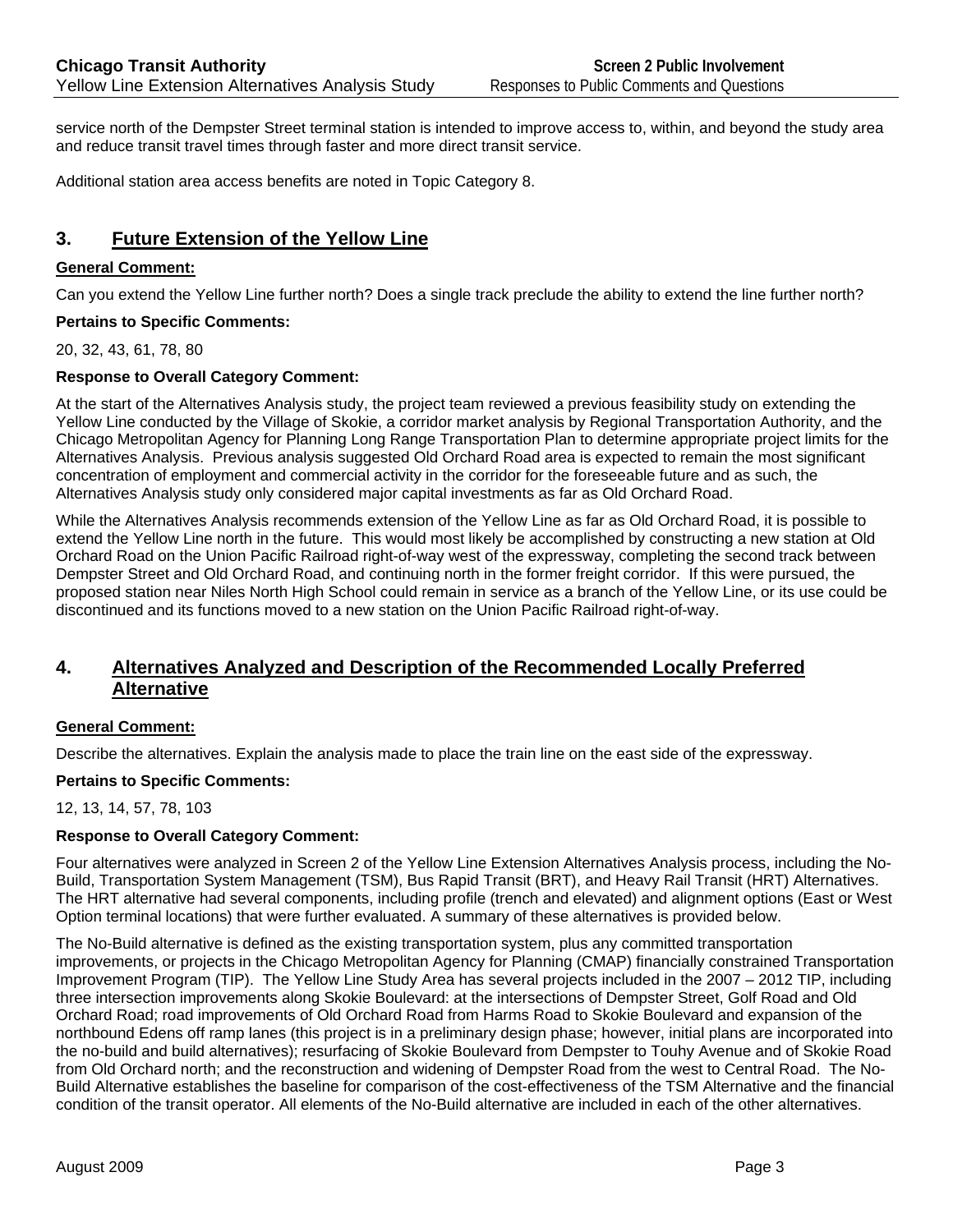service north of the Dempster Street terminal station is intended to improve access to, within, and beyond the study area and reduce transit travel times through faster and more direct transit service.

Additional station area access benefits are noted in Topic Category 8.

## 3. Future Extension of the Yellow Line

**General Comment:**

Can you extend the Yellow Line further north? Does a single track preclude the ability to extend the line further north?

**Pertains to Specific Comments:**

20, 32, 43, 61, 78, 80

**Response to Overall Category Comment:**

At the start of the Alternatives Analysis study, the project team reviewed a previous feasibility study on extending the Yellow Line conducted by the Village of Skokie, a corridor market analysis by Regional Transportation Authority, and the Chicago Metropolitan Agency for Planning Long Range Transportation Plan to determine appropriate project limits for the Alternatives Analysis. Previous analysis suggested Old Orchard Road area is expected to remain the most significant concentration of employment and commercial activity in the corridor for the foreseeable future and as such, the Alternatives Analysis study only considered major capital investments as far as Old Orchard Road.

While the Alternatives Analysis recommends extension of the Yellow Line as far as Old Orchard Road, it is possible to extend the Yellow Line north in the future. This would most likely be accomplished by constructing a new station at Old Orchard Road on the Union Pacific Railroad right-of-way west of the expressway, completing the second track between Dempster Street and Old Orchard Road, and continuing north in the former freight corridor. If this were pursued, the proposed station near Niles North High School could remain in service as a branch of the Yellow Line, or its use could be discontinued and its functions moved to a new station on the Union Pacific Railroad right-of-way.

## 4. Alternatives Analyzed and Description of the Recommended Locally Preferred Alternative

**General Comment:**

Describe the alternatives. Explain the analysis made to place the train line on the east side of the expressway.

**Pertains to Specific Comments:**

12, 13, 14, 57, 78, 103

**Response to Overall Category Comment:**

Four alternatives were analyzed in Screen 2 of the Yellow Line Extension Alternatives Analysis process, including the No-Build, Transportation System Management (TSM), Bus Rapid Transit (BRT), and Heavy Rail Transit (HRT) Alternatives. The HRT alternative had several components, including profile (trench and elevated) and alignment options (East or West Option terminal locations) that were further evaluated. A summary of these alternatives is provided below.

The No-Build alternative is defined as the existing transportation system, plus any committed transportation improvements, or projects in the Chicago Metropolitan Agency for Planning (CMAP) financially constrained Transportation Improvement Program (TIP). The Yellow Line Study Area has several projects included in the 2007 – 2012 TIP, including three intersection improvements along Skokie Boulevard: at the intersections of Dempster Street, Golf Road and Old Orchard Road; road improvements of Old Orchard Road from Harms Road to Skokie Boulevard and expansion of the northbound Edens off ramp lanes (this project is in a preliminary design phase; however, initial plans are incorporated into the no-build and build alternatives); resurfacing of Skokie Boulevard from Dempster to Touhy Avenue and of Skokie Road from Old Orchard north; and the reconstruction and widening of Dempster Road from the west to Central Road. The No-Build Alternative establishes the baseline for comparison of the cost-effectiveness of the TSM Alternative and the financial condition of the transit operator. All elements of the No-Build alternative are included in each of the other alternatives.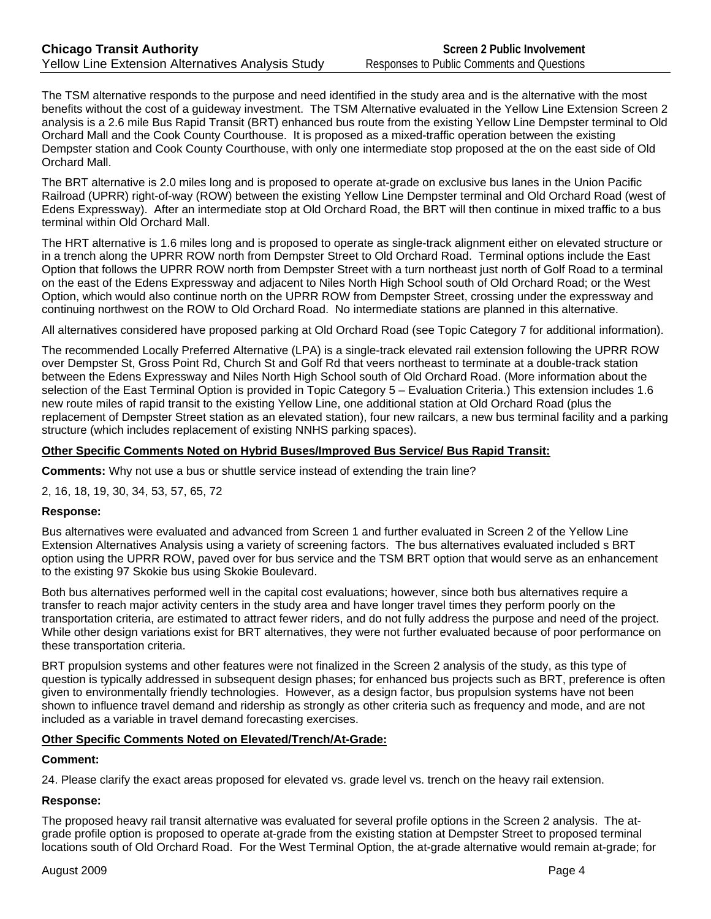The TSM alternative responds to the purpose and need identified in the study area and is the alternative with the most benefits without the cost of a guideway investment. The TSM Alternative evaluated in the Yellow Line Extension Screen 2 analysis is a 2.6 mile Bus Rapid Transit (BRT) enhanced bus route from the existing Yellow Line Dempster terminal to Old Orchard Mall and the Cook County Courthouse. It is proposed as a mixed-traffic operation between the existing Dempster station and Cook County Courthouse, with only one intermediate stop proposed at the on the east side of Old Orchard Mall.

The BRT alternative is 2.0 miles long and is proposed to operate at-grade on exclusive bus lanes in the Union Pacific Railroad (UPRR) right-of-way (ROW) between the existing Yellow Line Dempster terminal and Old Orchard Road (west of Edens Expressway). After an intermediate stop at Old Orchard Road, the BRT will then continue in mixed traffic to a bus terminal within Old Orchard Mall.

The HRT alternative is 1.6 miles long and is proposed to operate as single-track alignment either on elevated structure or in a trench along the UPRR ROW north from Dempster Street to Old Orchard Road. Terminal options include the East Option that follows the UPRR ROW north from Dempster Street with a turn northeast just north of Golf Road to a terminal on the east of the Edens Expressway and adjacent to Niles North High School south of Old Orchard Road; or the West Option, which would also continue north on the UPRR ROW from Dempster Street, crossing under the expressway and continuing northwest on the ROW to Old Orchard Road. No intermediate stations are planned in this alternative.

All alternatives considered have proposed parking at Old Orchard Road (see Topic Category 7 for additional information).

The recommended Locally Preferred Alternative (LPA) is a single-track elevated rail extension following the UPRR ROW over Dempster St, Gross Point Rd, Church St and Golf Rd that veers northeast to terminate at a double-track station between the Edens Expressway and Niles North High School south of Old Orchard Road. (More information about the selection of the East Terminal Option is provided in Topic Category 5 – Evaluation Criteria.) This extension includes 1.6 new route miles of rapid transit to the existing Yellow Line, one additional station at Old Orchard Road (plus the replacement of Dempster Street station as an elevated station), four new railcars, a new bus terminal facility and a parking structure (which includes replacement of existing NNHS parking spaces).

**Other Specific Comments Noted on Hybrid Buses/Improved Bus Service/ Bus Rapid Transit:**

**Comments:** Why not use a bus or shuttle service instead of extending the train line?

2, 16, 18, 19, 30, 34, 53, 57, 65, 72

**Response:**

Bus alternatives were evaluated and advanced from Screen 1 and further evaluated in Screen 2 of the Yellow Line Extension Alternatives Analysis using a variety of screening factors. The bus alternatives evaluated included s BRT option using the UPRR ROW, paved over for bus service and the TSM BRT option that would serve as an enhancement to the existing 97 Skokie bus using Skokie Boulevard.

Both bus alternatives performed well in the capital cost evaluations; however, since both bus alternatives require a transfer to reach major activity centers in the study area and have longer travel times they perform poorly on the transportation criteria, are estimated to attract fewer riders, and do not fully address the purpose and need of the project. While other design variations exist for BRT alternatives, they were not further evaluated because of poor performance on these transportation criteria.

BRT propulsion systems and other features were not finalized in the Screen 2 analysis of the study, as this type of question is typically addressed in subsequent design phases; for enhanced bus projects such as BRT, preference is often given to environmentally friendly technologies. However, as a design factor, bus propulsion systems have not been shown to influence travel demand and ridership as strongly as other criteria such as frequency and mode, and are not included as a variable in travel demand forecasting exercises.

**Other Specific Comments Noted on Elevated/Trench/At-Grade:**

**Comment:**

24. Please clarify the exact areas proposed for elevated vs. grade level vs. trench on the heavy rail extension.

**Response:**

The proposed heavy rail transit alternative was evaluated for several profile options in the Screen 2 analysis. The at-grade profile option is proposed to operate at-grade from the existing station at Dempster Street to proposed terminal locations south of Old Orchard Road. For the West Terminal Option, the at-grade alternative would remain at-grade; for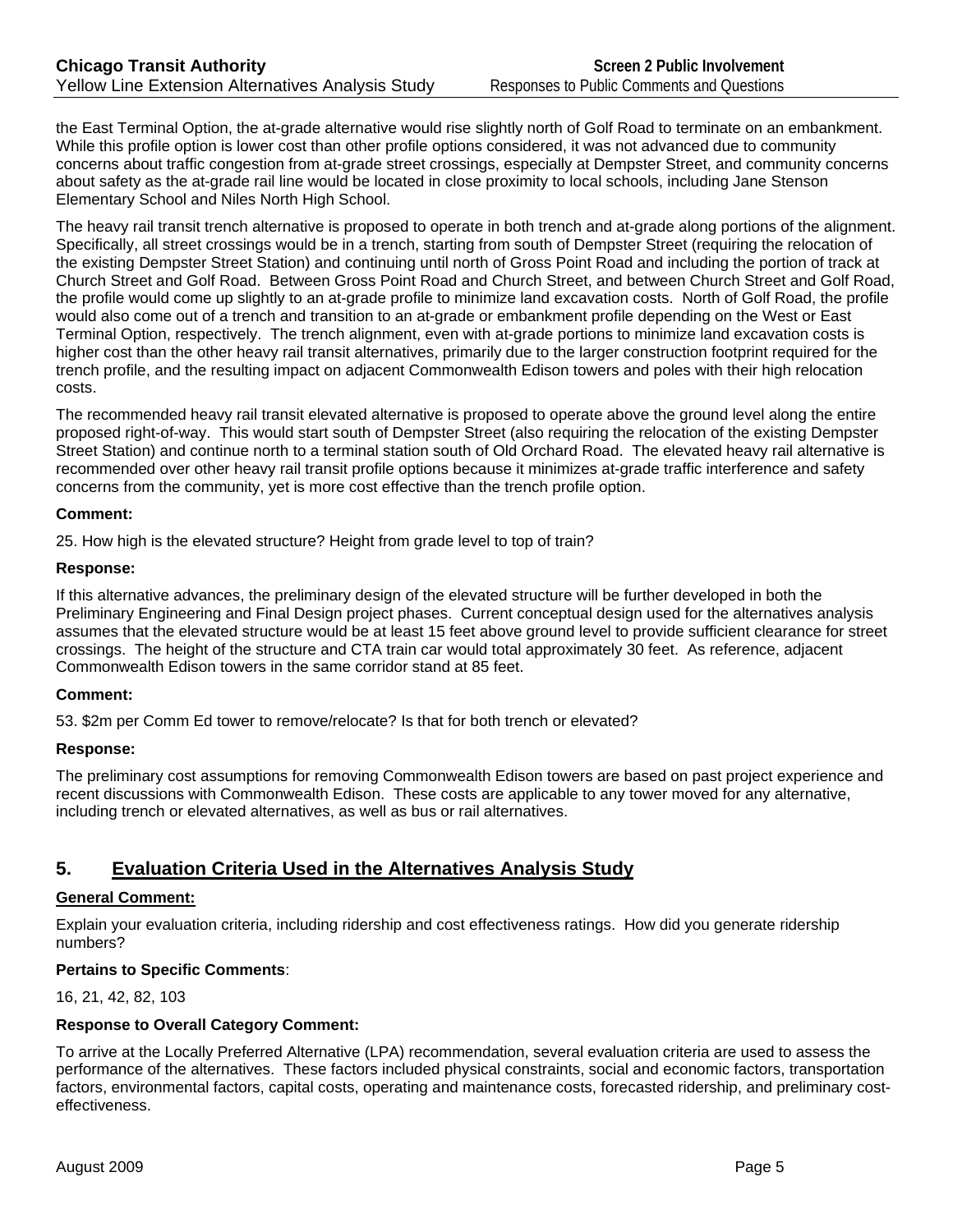the East Terminal Option, the at-grade alternative would rise slightly north of Golf Road to terminate on an embankment. While this profile option is lower cost than other profile options considered, it was not advanced due to community concerns about traffic congestion from at-grade street crossings, especially at Dempster Street, and community concerns about safety as the at-grade rail line would be located in close proximity to local schools, including Jane Stenson Elementary School and Niles North High School.

The heavy rail transit trench alternative is proposed to operate in both trench and at-grade along portions of the alignment. Specifically, all street crossings would be in a trench, starting from south of Dempster Street (requiring the relocation of the existing Dempster Street Station) and continuing until north of Gross Point Road and including the portion of track at Church Street and Golf Road. Between Gross Point Road and Church Street, and between Church Street and Golf Road, the profile would come up slightly to an at-grade profile to minimize land excavation costs. North of Golf Road, the profile would also come out of a trench and transition to an at-grade or embankment profile depending on the West or East Terminal Option, respectively. The trench alignment, even with at-grade portions to minimize land excavation costs is higher cost than the other heavy rail transit alternatives, primarily due to the larger construction footprint required for the trench profile, and the resulting impact on adjacent Commonwealth Edison towers and poles with their high relocation costs.

The recommended heavy rail transit elevated alternative is proposed to operate above the ground level along the entire proposed right-of-way. This would start south of Dempster Street (also requiring the relocation of the existing Dempster Street Station) and continue north to a terminal station south of Old Orchard Road. The elevated heavy rail alternative is recommended over other heavy rail transit profile options because it minimizes at-grade traffic interference and safety concerns from the community, yet is more cost effective than the trench profile option.

**Comment:**

25. How high is the elevated structure? Height from grade level to top of train?

**Response:**

If this alternative advances, the preliminary design of the elevated structure will be further developed in both the Preliminary Engineering and Final Design project phases. Current conceptual design used for the alternatives analysis assumes that the elevated structure would be at least 15 feet above ground level to provide sufficient clearance for street crossings. The height of the structure and CTA train car would total approximately 30 feet. As reference, adjacent Commonwealth Edison towers in the same corridor stand at 85 feet.

**Comment:**

53. $2m per Comm Ed tower to remove/relocate? Is that for both trench or elevated?

**Response:**

The preliminary cost assumptions for removing Commonwealth Edison towers are based on past project experience and recent discussions with Commonwealth Edison. These costs are applicable to any tower moved for any alternative, including trench or elevated alternatives, as well as bus or rail alternatives.

## 5. Evaluation Criteria Used in the Alternatives Analysis Study

**General Comment:**

Explain your evaluation criteria, including ridership and cost effectiveness ratings. How did you generate ridership numbers?

**Pertains to Specific Comments**:

16, 21, 42, 82, 103

**Response to Overall Category Comment:**

To arrive at the Locally Preferred Alternative (LPA) recommendation, several evaluation criteria are used to assess the performance of the alternatives. These factors included physical constraints, social and economic factors, transportation factors, environmental factors, capital costs, operating and maintenance costs, forecasted ridership, and preliminary cost-effectiveness.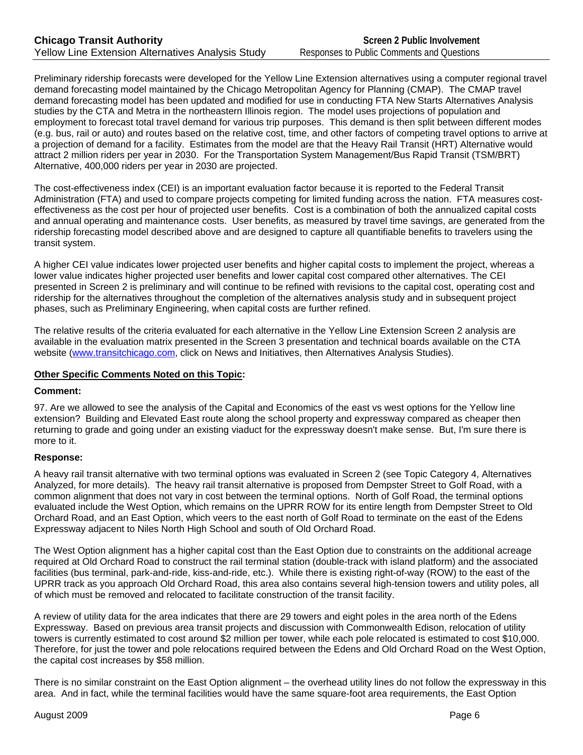Preliminary ridership forecasts were developed for the Yellow Line Extension alternatives using a computer regional travel demand forecasting model maintained by the Chicago Metropolitan Agency for Planning (CMAP). The CMAP travel demand forecasting model has been updated and modified for use in conducting FTA New Starts Alternatives Analysis studies by the CTA and Metra in the northeastern Illinois region. The model uses projections of population and employment to forecast total travel demand for various trip purposes. This demand is then split between different modes (e.g. bus, rail or auto) and routes based on the relative cost, time, and other factors of competing travel options to arrive at a projection of demand for a facility. Estimates from the model are that the Heavy Rail Transit (HRT) Alternative would attract 2 million riders per year in 2030. For the Transportation System Management/Bus Rapid Transit (TSM/BRT) Alternative, 400,000 riders per year in 2030 are projected.

The cost-effectiveness index (CEI) is an important evaluation factor because it is reported to the Federal Transit Administration (FTA) and used to compare projects competing for limited funding across the nation. FTA measures cost-effectiveness as the cost per hour of projected user benefits. Cost is a combination of both the annualized capital costs and annual operating and maintenance costs. User benefits, as measured by travel time savings, are generated from the ridership forecasting model described above and are designed to capture all quantifiable benefits to travelers using the transit system.

A higher CEI value indicates lower projected user benefits and higher capital costs to implement the project, whereas a lower value indicates higher projected user benefits and lower capital cost compared other alternatives. The CEI presented in Screen 2 is preliminary and will continue to be refined with revisions to the capital cost, operating cost and ridership for the alternatives throughout the completion of the alternatives analysis study and in subsequent project phases, such as Preliminary Engineering, when capital costs are further refined.

The relative results of the criteria evaluated for each alternative in the Yellow Line Extension Screen 2 analysis are available in the evaluation matrix presented in the Screen 3 presentation and technical boards available on the CTA website (www.transitchicago.com, click on News and Initiatives, then Alternatives Analysis Studies).

**<u>Other Specific Comments Noted on this Topic</u>:**

**Comment:**

97. Are we allowed to see the analysis of the Capital and Economics of the east vs west options for the Yellow line extension? Building and Elevated East route along the school property and expressway compared as cheaper then returning to grade and going under an existing viaduct for the expressway doesn't make sense. But, I'm sure there is more to it.

**Response:**

A heavy rail transit alternative with two terminal options was evaluated in Screen 2 (see Topic Category 4, Alternatives Analyzed, for more details). The heavy rail transit alternative is proposed from Dempster Street to Golf Road, with a common alignment that does not vary in cost between the terminal options. North of Golf Road, the terminal options evaluated include the West Option, which remains on the UPRR ROW for its entire length from Dempster Street to Old Orchard Road, and an East Option, which veers to the east north of Golf Road to terminate on the east of the Edens Expressway adjacent to Niles North High School and south of Old Orchard Road.

The West Option alignment has a higher capital cost than the East Option due to constraints on the additional acreage required at Old Orchard Road to construct the rail terminal station (double-track with island platform) and the associated facilities (bus terminal, park-and-ride, kiss-and-ride, etc.). While there is existing right-of-way (ROW) to the east of the UPRR track as you approach Old Orchard Road, this area also contains several high-tension towers and utility poles, all of which must be removed and relocated to facilitate construction of the transit facility.

A review of utility data for the area indicates that there are 29 towers and eight poles in the area north of the Edens Expressway. Based on previous area transit projects and discussion with Commonwealth Edison, relocation of utility towers is currently estimated to cost around $2 million per tower, while each pole relocated is estimated to cost $10,000. Therefore, for just the tower and pole relocations required between the Edens and Old Orchard Road on the West Option, the capital cost increases by $58 million.

There is no similar constraint on the East Option alignment – the overhead utility lines do not follow the expressway in this area. And in fact, while the terminal facilities would have the same square-foot area requirements, the East Option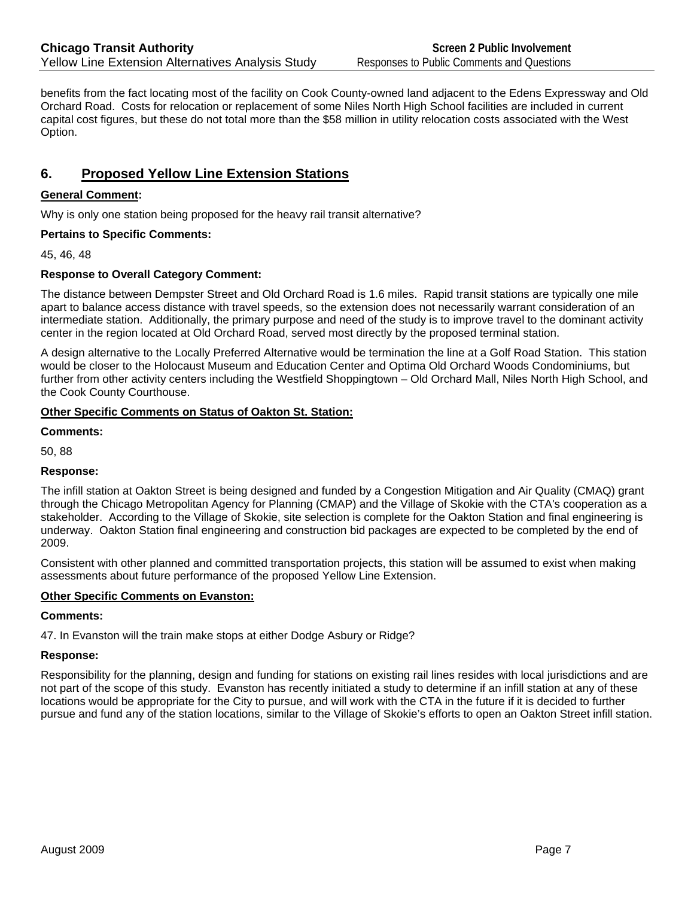benefits from the fact locating most of the facility on Cook County-owned land adjacent to the Edens Expressway and Old Orchard Road. Costs for relocation or replacement of some Niles North High School facilities are included in current capital cost figures, but these do not total more than the $58 million in utility relocation costs associated with the West Option.

## 6. Proposed Yellow Line Extension Stations

**General Comment:**

Why is only one station being proposed for the heavy rail transit alternative?

**Pertains to Specific Comments:**

45, 46, 48

**Response to Overall Category Comment:**

The distance between Dempster Street and Old Orchard Road is 1.6 miles. Rapid transit stations are typically one mile apart to balance access distance with travel speeds, so the extension does not necessarily warrant consideration of an intermediate station. Additionally, the primary purpose and need of the study is to improve travel to the dominant activity center in the region located at Old Orchard Road, served most directly by the proposed terminal station.

A design alternative to the Locally Preferred Alternative would be termination the line at a Golf Road Station. This station would be closer to the Holocaust Museum and Education Center and Optima Old Orchard Woods Condominiums, but further from other activity centers including the Westfield Shoppingtown – Old Orchard Mall, Niles North High School, and the Cook County Courthouse.

**Other Specific Comments on Status of Oakton St. Station:**

**Comments:**

50, 88

**Response:**

The infill station at Oakton Street is being designed and funded by a Congestion Mitigation and Air Quality (CMAQ) grant through the Chicago Metropolitan Agency for Planning (CMAP) and the Village of Skokie with the CTA's cooperation as a stakeholder. According to the Village of Skokie, site selection is complete for the Oakton Station and final engineering is underway. Oakton Station final engineering and construction bid packages are expected to be completed by the end of 2009.

Consistent with other planned and committed transportation projects, this station will be assumed to exist when making assessments about future performance of the proposed Yellow Line Extension.

**Other Specific Comments on Evanston:**

**Comments:**

47. In Evanston will the train make stops at either Dodge Asbury or Ridge?

**Response:**

Responsibility for the planning, design and funding for stations on existing rail lines resides with local jurisdictions and are not part of the scope of this study. Evanston has recently initiated a study to determine if an infill station at any of these locations would be appropriate for the City to pursue, and will work with the CTA in the future if it is decided to further pursue and fund any of the station locations, similar to the Village of Skokie's efforts to open an Oakton Street infill station.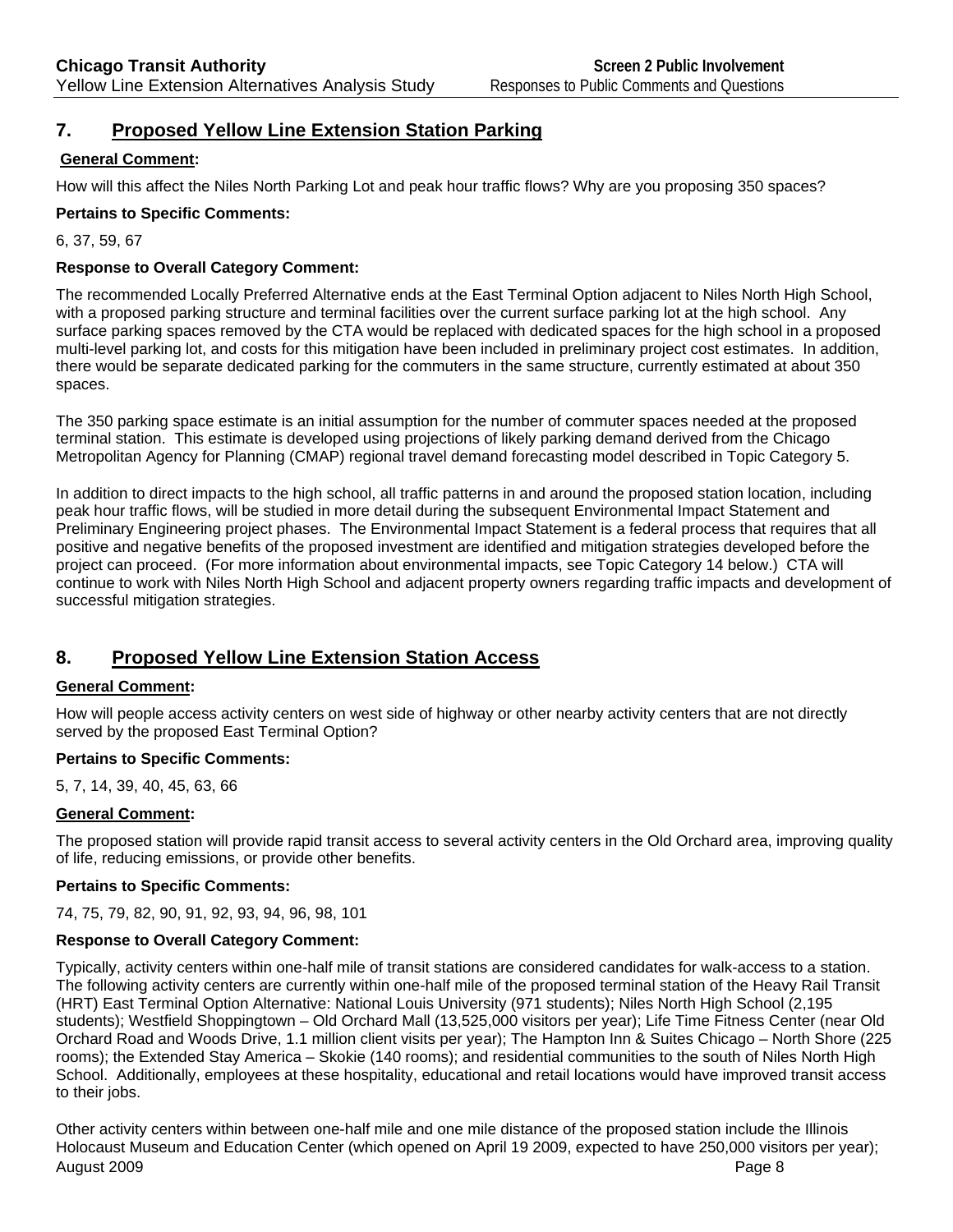## 7. Proposed Yellow Line Extension Station Parking

**General Comment:**

How will this affect the Niles North Parking Lot and peak hour traffic flows? Why are you proposing 350 spaces?

**Pertains to Specific Comments:**

6, 37, 59, 67

**Response to Overall Category Comment:**

The recommended Locally Preferred Alternative ends at the East Terminal Option adjacent to Niles North High School, with a proposed parking structure and terminal facilities over the current surface parking lot at the high school. Any surface parking spaces removed by the CTA would be replaced with dedicated spaces for the high school in a proposed multi-level parking lot, and costs for this mitigation have been included in preliminary project cost estimates. In addition, there would be separate dedicated parking for the commuters in the same structure, currently estimated at about 350 spaces.

The 350 parking space estimate is an initial assumption for the number of commuter spaces needed at the proposed terminal station. This estimate is developed using projections of likely parking demand derived from the Chicago Metropolitan Agency for Planning (CMAP) regional travel demand forecasting model described in Topic Category 5.

In addition to direct impacts to the high school, all traffic patterns in and around the proposed station location, including peak hour traffic flows, will be studied in more detail during the subsequent Environmental Impact Statement and Preliminary Engineering project phases. The Environmental Impact Statement is a federal process that requires that all positive and negative benefits of the proposed investment are identified and mitigation strategies developed before the project can proceed. (For more information about environmental impacts, see Topic Category 14 below.) CTA will continue to work with Niles North High School and adjacent property owners regarding traffic impacts and development of successful mitigation strategies.

## 8. Proposed Yellow Line Extension Station Access

**General Comment:**

How will people access activity centers on west side of highway or other nearby activity centers that are not directly served by the proposed East Terminal Option?

**Pertains to Specific Comments:**

5, 7, 14, 39, 40, 45, 63, 66

**General Comment:**

The proposed station will provide rapid transit access to several activity centers in the Old Orchard area, improving quality of life, reducing emissions, or provide other benefits.

**Pertains to Specific Comments:**

74, 75, 79, 82, 90, 91, 92, 93, 94, 96, 98, 101

**Response to Overall Category Comment:**

Typically, activity centers within one-half mile of transit stations are considered candidates for walk-access to a station. The following activity centers are currently within one-half mile of the proposed terminal station of the Heavy Rail Transit (HRT) East Terminal Option Alternative: National Louis University (971 students); Niles North High School (2,195 students); Westfield Shoppingtown – Old Orchard Mall (13,525,000 visitors per year); Life Time Fitness Center (near Old Orchard Road and Woods Drive, 1.1 million client visits per year); The Hampton Inn & Suites Chicago – North Shore (225 rooms); the Extended Stay America – Skokie (140 rooms); and residential communities to the south of Niles North High School. Additionally, employees at these hospitality, educational and retail locations would have improved transit access to their jobs.

Other activity centers within between one-half mile and one mile distance of the proposed station include the Illinois Holocaust Museum and Education Center (which opened on April 19 2009, expected to have 250,000 visitors per year);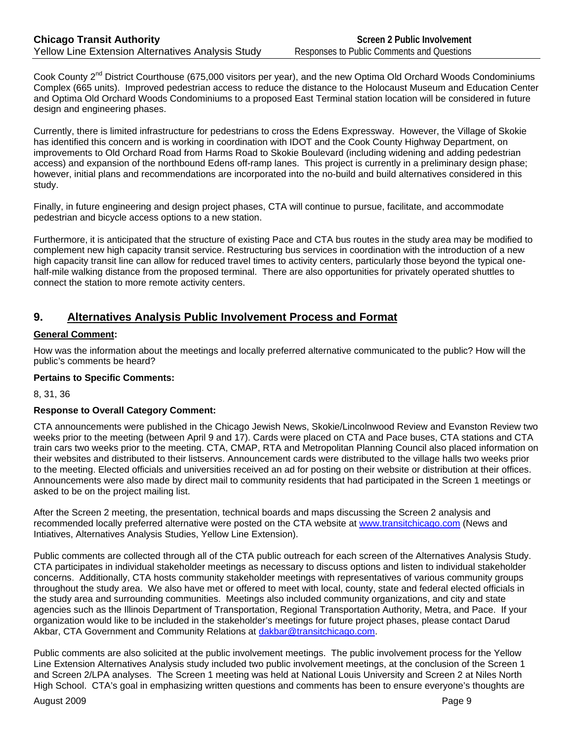Cook County 2nd District Courthouse (675,000 visitors per year), and the new Optima Old Orchard Woods Condominiums Complex (665 units). Improved pedestrian access to reduce the distance to the Holocaust Museum and Education Center and Optima Old Orchard Woods Condominiums to a proposed East Terminal station location will be considered in future design and engineering phases.

Currently, there is limited infrastructure for pedestrians to cross the Edens Expressway. However, the Village of Skokie has identified this concern and is working in coordination with IDOT and the Cook County Highway Department, on improvements to Old Orchard Road from Harms Road to Skokie Boulevard (including widening and adding pedestrian access) and expansion of the northbound Edens off-ramp lanes. This project is currently in a preliminary design phase; however, initial plans and recommendations are incorporated into the no-build and build alternatives considered in this study.

Finally, in future engineering and design project phases, CTA will continue to pursue, facilitate, and accommodate pedestrian and bicycle access options to a new station.

Furthermore, it is anticipated that the structure of existing Pace and CTA bus routes in the study area may be modified to complement new high capacity transit service. Restructuring bus services in coordination with the introduction of a new high capacity transit line can allow for reduced travel times to activity centers, particularly those beyond the typical one-half-mile walking distance from the proposed terminal. There are also opportunities for privately operated shuttles to connect the station to more remote activity centers.

## 9. Alternatives Analysis Public Involvement Process and Format

**General Comment:**

How was the information about the meetings and locally preferred alternative communicated to the public? How will the public's comments be heard?

**Pertains to Specific Comments:**

8, 31, 36

**Response to Overall Category Comment:**

CTA announcements were published in the Chicago Jewish News, Skokie/Lincolnwood Review and Evanston Review two weeks prior to the meeting (between April 9 and 17). Cards were placed on CTA and Pace buses, CTA stations and CTA train cars two weeks prior to the meeting. CTA, CMAP, RTA and Metropolitan Planning Council also placed information on their websites and distributed to their listservs. Announcement cards were distributed to the village halls two weeks prior to the meeting. Elected officials and universities received an ad for posting on their website or distribution at their offices. Announcements were also made by direct mail to community residents that had participated in the Screen 1 meetings or asked to be on the project mailing list.

After the Screen 2 meeting, the presentation, technical boards and maps discussing the Screen 2 analysis and recommended locally preferred alternative were posted on the CTA website at www.transitchicago.com (News and Intiatives, Alternatives Analysis Studies, Yellow Line Extension).

Public comments are collected through all of the CTA public outreach for each screen of the Alternatives Analysis Study. CTA participates in individual stakeholder meetings as necessary to discuss options and listen to individual stakeholder concerns. Additionally, CTA hosts community stakeholder meetings with representatives of various community groups throughout the study area. We also have met or offered to meet with local, county, state and federal elected officials in the study area and surrounding communities. Meetings also included community organizations, and city and state agencies such as the Illinois Department of Transportation, Regional Transportation Authority, Metra, and Pace. If your organization would like to be included in the stakeholder's meetings for future project phases, please contact Darud Akbar, CTA Government and Community Relations at dakbar@transitchicago.com.

Public comments are also solicited at the public involvement meetings. The public involvement process for the Yellow Line Extension Alternatives Analysis study included two public involvement meetings, at the conclusion of the Screen 1 and Screen 2/LPA analyses. The Screen 1 meeting was held at National Louis University and Screen 2 at Niles North High School. CTA's goal in emphasizing written questions and comments has been to ensure everyone's thoughts are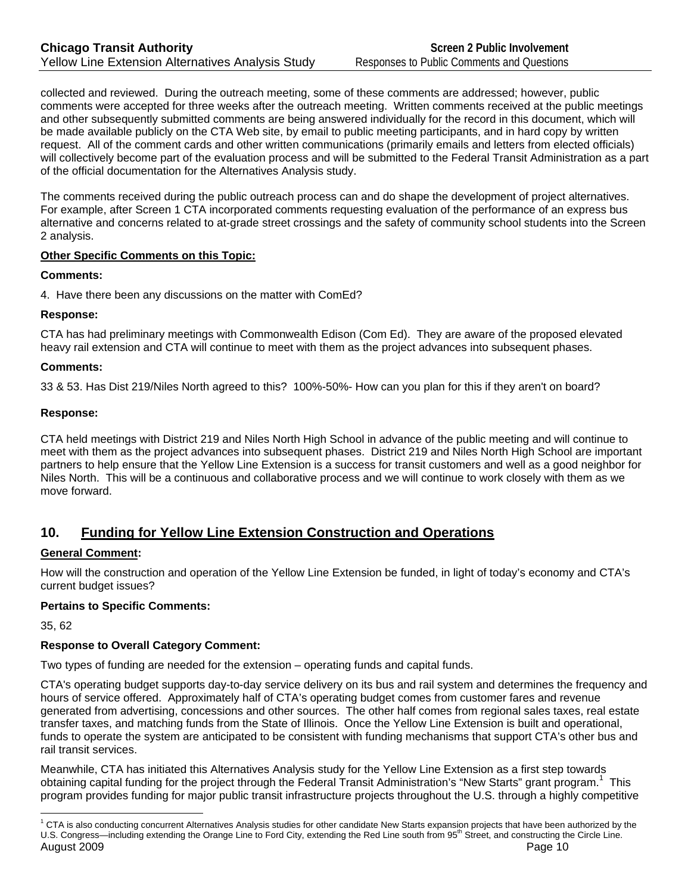collected and reviewed. During the outreach meeting, some of these comments are addressed; however, public comments were accepted for three weeks after the outreach meeting. Written comments received at the public meetings and other subsequently submitted comments are being answered individually for the record in this document, which will be made available publicly on the CTA Web site, by email to public meeting participants, and in hard copy by written request. All of the comment cards and other written communications (primarily emails and letters from elected officials) will collectively become part of the evaluation process and will be submitted to the Federal Transit Administration as a part of the official documentation for the Alternatives Analysis study.

The comments received during the public outreach process can and do shape the development of project alternatives. For example, after Screen 1 CTA incorporated comments requesting evaluation of the performance of an express bus alternative and concerns related to at-grade street crossings and the safety of community school students into the Screen 2 analysis.

**Other Specific Comments on this Topic:**

**Comments:**

4. Have there been any discussions on the matter with ComEd?

**Response:**

CTA has had preliminary meetings with Commonwealth Edison (Com Ed). They are aware of the proposed elevated heavy rail extension and CTA will continue to meet with them as the project advances into subsequent phases.

**Comments:**

33 & 53. Has Dist 219/Niles North agreed to this? 100%-50%- How can you plan for this if they aren't on board?

**Response:**

CTA held meetings with District 219 and Niles North High School in advance of the public meeting and will continue to meet with them as the project advances into subsequent phases. District 219 and Niles North High School are important partners to help ensure that the Yellow Line Extension is a success for transit customers and well as a good neighbor for Niles North. This will be a continuous and collaborative process and we will continue to work closely with them as we move forward.

## 10. Funding for Yellow Line Extension Construction and Operations

**General Comment:**

How will the construction and operation of the Yellow Line Extension be funded, in light of today's economy and CTA's current budget issues?

**Pertains to Specific Comments:**

35, 62

**Response to Overall Category Comment:**

Two types of funding are needed for the extension – operating funds and capital funds.

CTA's operating budget supports day-to-day service delivery on its bus and rail system and determines the frequency and hours of service offered. Approximately half of CTA's operating budget comes from customer fares and revenue generated from advertising, concessions and other sources. The other half comes from regional sales taxes, real estate transfer taxes, and matching funds from the State of Illinois. Once the Yellow Line Extension is built and operational, funds to operate the system are anticipated to be consistent with funding mechanisms that support CTA's other bus and rail transit services.

Meanwhile, CTA has initiated this Alternatives Analysis study for the Yellow Line Extension as a first step towards obtaining capital funding for the project through the Federal Transit Administration's "New Starts" grant program.[1] This program provides funding for major public transit infrastructure projects throughout the U.S. through a highly competitive

[1] CTA is also conducting concurrent Alternatives Analysis studies for other candidate New Starts expansion projects that have been authorized by the U.S. Congress—including extending the Orange Line to Ford City, extending the Red Line south from 95th Street, and constructing the Circle Line.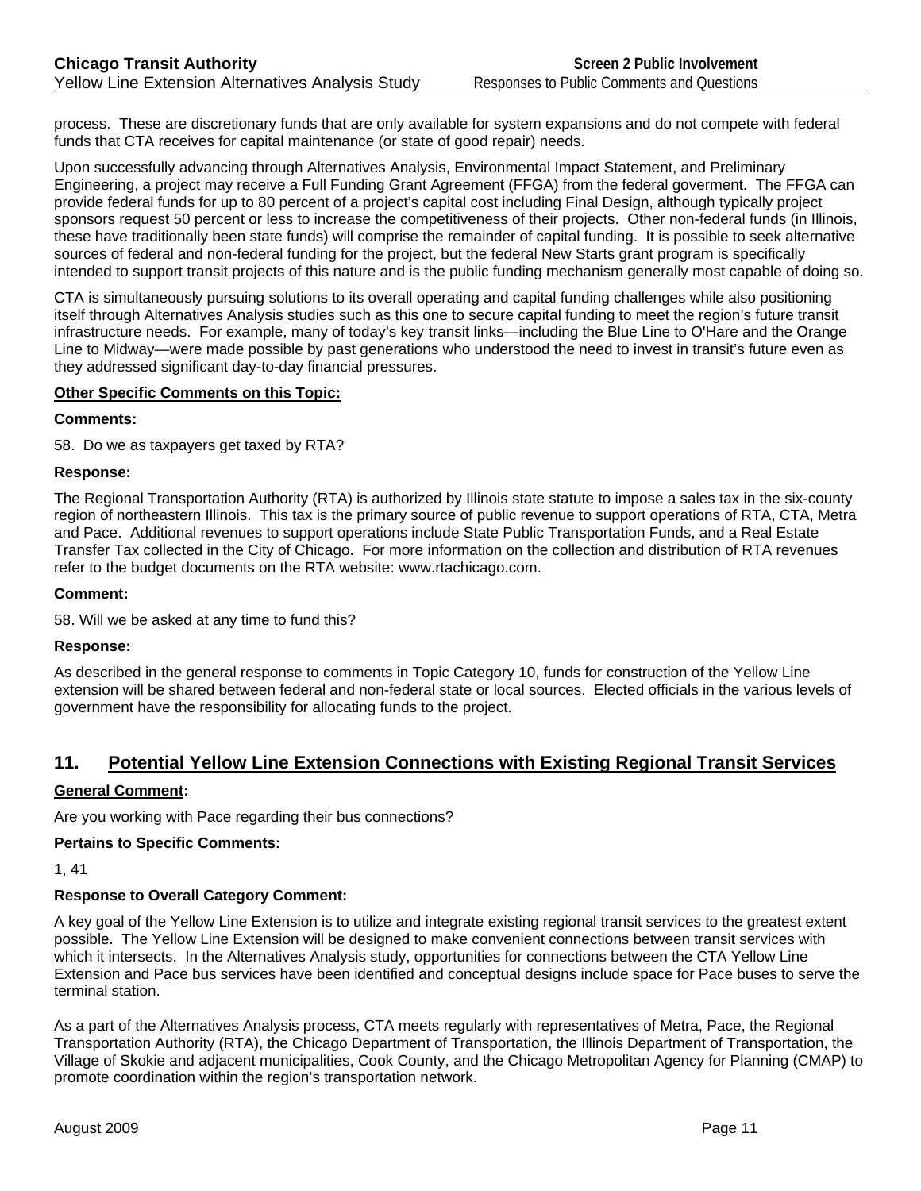process. These are discretionary funds that are only available for system expansions and do not compete with federal funds that CTA receives for capital maintenance (or state of good repair) needs.

Upon successfully advancing through Alternatives Analysis, Environmental Impact Statement, and Preliminary Engineering, a project may receive a Full Funding Grant Agreement (FFGA) from the federal goverment. The FFGA can provide federal funds for up to 80 percent of a project's capital cost including Final Design, although typically project sponsors request 50 percent or less to increase the competitiveness of their projects. Other non-federal funds (in Illinois, these have traditionally been state funds) will comprise the remainder of capital funding. It is possible to seek alternative sources of federal and non-federal funding for the project, but the federal New Starts grant program is specifically intended to support transit projects of this nature and is the public funding mechanism generally most capable of doing so.

CTA is simultaneously pursuing solutions to its overall operating and capital funding challenges while also positioning itself through Alternatives Analysis studies such as this one to secure capital funding to meet the region's future transit infrastructure needs. For example, many of today's key transit links—including the Blue Line to O'Hare and the Orange Line to Midway—were made possible by past generations who understood the need to invest in transit's future even as they addressed significant day-to-day financial pressures.

**Other Specific Comments on this Topic:**

**Comments:**

58. Do we as taxpayers get taxed by RTA?

**Response:**

The Regional Transportation Authority (RTA) is authorized by Illinois state statute to impose a sales tax in the six-county region of northeastern Illinois. This tax is the primary source of public revenue to support operations of RTA, CTA, Metra and Pace. Additional revenues to support operations include State Public Transportation Funds, and a Real Estate Transfer Tax collected in the City of Chicago. For more information on the collection and distribution of RTA revenues refer to the budget documents on the RTA website: www.rtachicago.com.

**Comment:**

58. Will we be asked at any time to fund this?

**Response:**

As described in the general response to comments in Topic Category 10, funds for construction of the Yellow Line extension will be shared between federal and non-federal state or local sources. Elected officials in the various levels of government have the responsibility for allocating funds to the project.

## 11. Potential Yellow Line Extension Connections with Existing Regional Transit Services

**General Comment:**

Are you working with Pace regarding their bus connections?

**Pertains to Specific Comments:**

1, 41

**Response to Overall Category Comment:**

A key goal of the Yellow Line Extension is to utilize and integrate existing regional transit services to the greatest extent possible. The Yellow Line Extension will be designed to make convenient connections between transit services with which it intersects. In the Alternatives Analysis study, opportunities for connections between the CTA Yellow Line Extension and Pace bus services have been identified and conceptual designs include space for Pace buses to serve the terminal station.

As a part of the Alternatives Analysis process, CTA meets regularly with representatives of Metra, Pace, the Regional Transportation Authority (RTA), the Chicago Department of Transportation, the Illinois Department of Transportation, the Village of Skokie and adjacent municipalities, Cook County, and the Chicago Metropolitan Agency for Planning (CMAP) to promote coordination within the region's transportation network.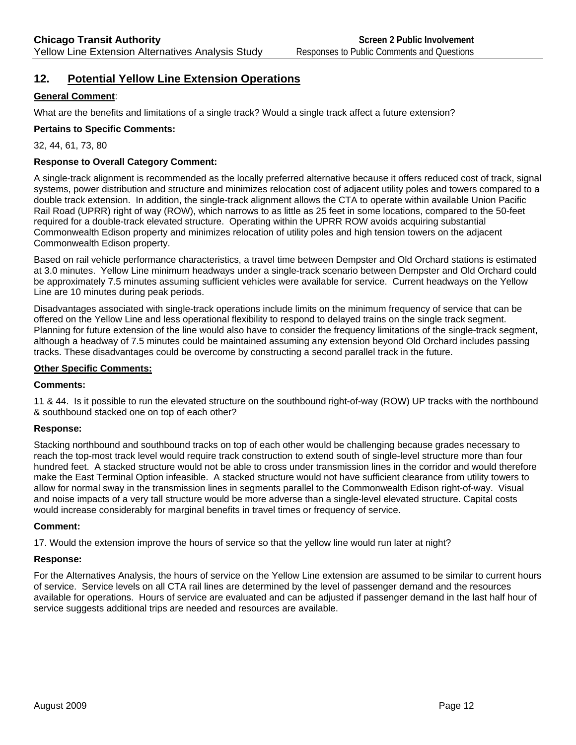## 12. Potential Yellow Line Extension Operations

**General Comment**:

What are the benefits and limitations of a single track? Would a single track affect a future extension?

**Pertains to Specific Comments:**

32, 44, 61, 73, 80

**Response to Overall Category Comment:**

A single-track alignment is recommended as the locally preferred alternative because it offers reduced cost of track, signal systems, power distribution and structure and minimizes relocation cost of adjacent utility poles and towers compared to a double track extension. In addition, the single-track alignment allows the CTA to operate within available Union Pacific Rail Road (UPRR) right of way (ROW), which narrows to as little as 25 feet in some locations, compared to the 50-feet required for a double-track elevated structure. Operating within the UPRR ROW avoids acquiring substantial Commonwealth Edison property and minimizes relocation of utility poles and high tension towers on the adjacent Commonwealth Edison property.

Based on rail vehicle performance characteristics, a travel time between Dempster and Old Orchard stations is estimated at 3.0 minutes. Yellow Line minimum headways under a single-track scenario between Dempster and Old Orchard could be approximately 7.5 minutes assuming sufficient vehicles were available for service. Current headways on the Yellow Line are 10 minutes during peak periods.

Disadvantages associated with single-track operations include limits on the minimum frequency of service that can be offered on the Yellow Line and less operational flexibility to respond to delayed trains on the single track segment. Planning for future extension of the line would also have to consider the frequency limitations of the single-track segment, although a headway of 7.5 minutes could be maintained assuming any extension beyond Old Orchard includes passing tracks. These disadvantages could be overcome by constructing a second parallel track in the future.

**Other Specific Comments:**

**Comments:**

11 & 44. Is it possible to run the elevated structure on the southbound right-of-way (ROW) UP tracks with the northbound & southbound stacked one on top of each other?

**Response:**

Stacking northbound and southbound tracks on top of each other would be challenging because grades necessary to reach the top-most track level would require track construction to extend south of single-level structure more than four hundred feet. A stacked structure would not be able to cross under transmission lines in the corridor and would therefore make the East Terminal Option infeasible. A stacked structure would not have sufficient clearance from utility towers to allow for normal sway in the transmission lines in segments parallel to the Commonwealth Edison right-of-way. Visual and noise impacts of a very tall structure would be more adverse than a single-level elevated structure. Capital costs would increase considerably for marginal benefits in travel times or frequency of service.

**Comment:**

17. Would the extension improve the hours of service so that the yellow line would run later at night?

**Response:**

For the Alternatives Analysis, the hours of service on the Yellow Line extension are assumed to be similar to current hours of service. Service levels on all CTA rail lines are determined by the level of passenger demand and the resources available for operations. Hours of service are evaluated and can be adjusted if passenger demand in the last half hour of service suggests additional trips are needed and resources are available.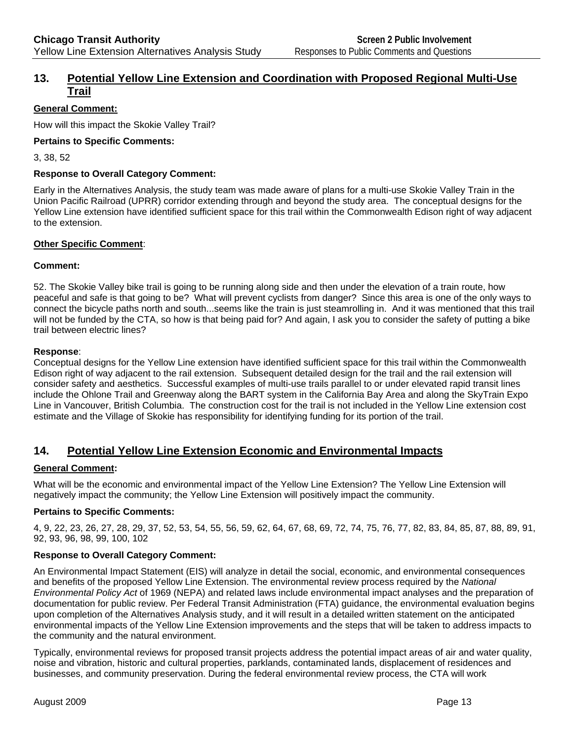## 13. Potential Yellow Line Extension and Coordination with Proposed Regional Multi-Use Trail

**General Comment:**

How will this impact the Skokie Valley Trail?

**Pertains to Specific Comments:**

3, 38, 52

**Response to Overall Category Comment:**

Early in the Alternatives Analysis, the study team was made aware of plans for a multi-use Skokie Valley Train in the Union Pacific Railroad (UPRR) corridor extending through and beyond the study area. The conceptual designs for the Yellow Line extension have identified sufficient space for this trail within the Commonwealth Edison right of way adjacent to the extension.

**Other Specific Comment**:

**Comment:**

52. The Skokie Valley bike trail is going to be running along side and then under the elevation of a train route, how peaceful and safe is that going to be? What will prevent cyclists from danger? Since this area is one of the only ways to connect the bicycle paths north and south...seems like the train is just steamrolling in. And it was mentioned that this trail will not be funded by the CTA, so how is that being paid for? And again, I ask you to consider the safety of putting a bike trail between electric lines?

**Response**:

Conceptual designs for the Yellow Line extension have identified sufficient space for this trail within the Commonwealth Edison right of way adjacent to the rail extension. Subsequent detailed design for the trail and the rail extension will consider safety and aesthetics. Successful examples of multi-use trails parallel to or under elevated rapid transit lines include the Ohlone Trail and Greenway along the BART system in the California Bay Area and along the SkyTrain Expo Line in Vancouver, British Columbia. The construction cost for the trail is not included in the Yellow Line extension cost estimate and the Village of Skokie has responsibility for identifying funding for its portion of the trail.

## 14. Potential Yellow Line Extension Economic and Environmental Impacts

**General Comment:**

What will be the economic and environmental impact of the Yellow Line Extension? The Yellow Line Extension will negatively impact the community; the Yellow Line Extension will positively impact the community.

**Pertains to Specific Comments:**

4, 9, 22, 23, 26, 27, 28, 29, 37, 52, 53, 54, 55, 56, 59, 62, 64, 67, 68, 69, 72, 74, 75, 76, 77, 82, 83, 84, 85, 87, 88, 89, 91, 92, 93, 96, 98, 99, 100, 102

**Response to Overall Category Comment:**

An Environmental Impact Statement (EIS) will analyze in detail the social, economic, and environmental consequences and benefits of the proposed Yellow Line Extension. The environmental review process required by the *National Environmental Policy Act* of 1969 (NEPA) and related laws include environmental impact analyses and the preparation of documentation for public review. Per Federal Transit Administration (FTA) guidance, the environmental evaluation begins upon completion of the Alternatives Analysis study, and it will result in a detailed written statement on the anticipated environmental impacts of the Yellow Line Extension improvements and the steps that will be taken to address impacts to the community and the natural environment.

Typically, environmental reviews for proposed transit projects address the potential impact areas of air and water quality, noise and vibration, historic and cultural properties, parklands, contaminated lands, displacement of residences and businesses, and community preservation. During the federal environmental review process, the CTA will work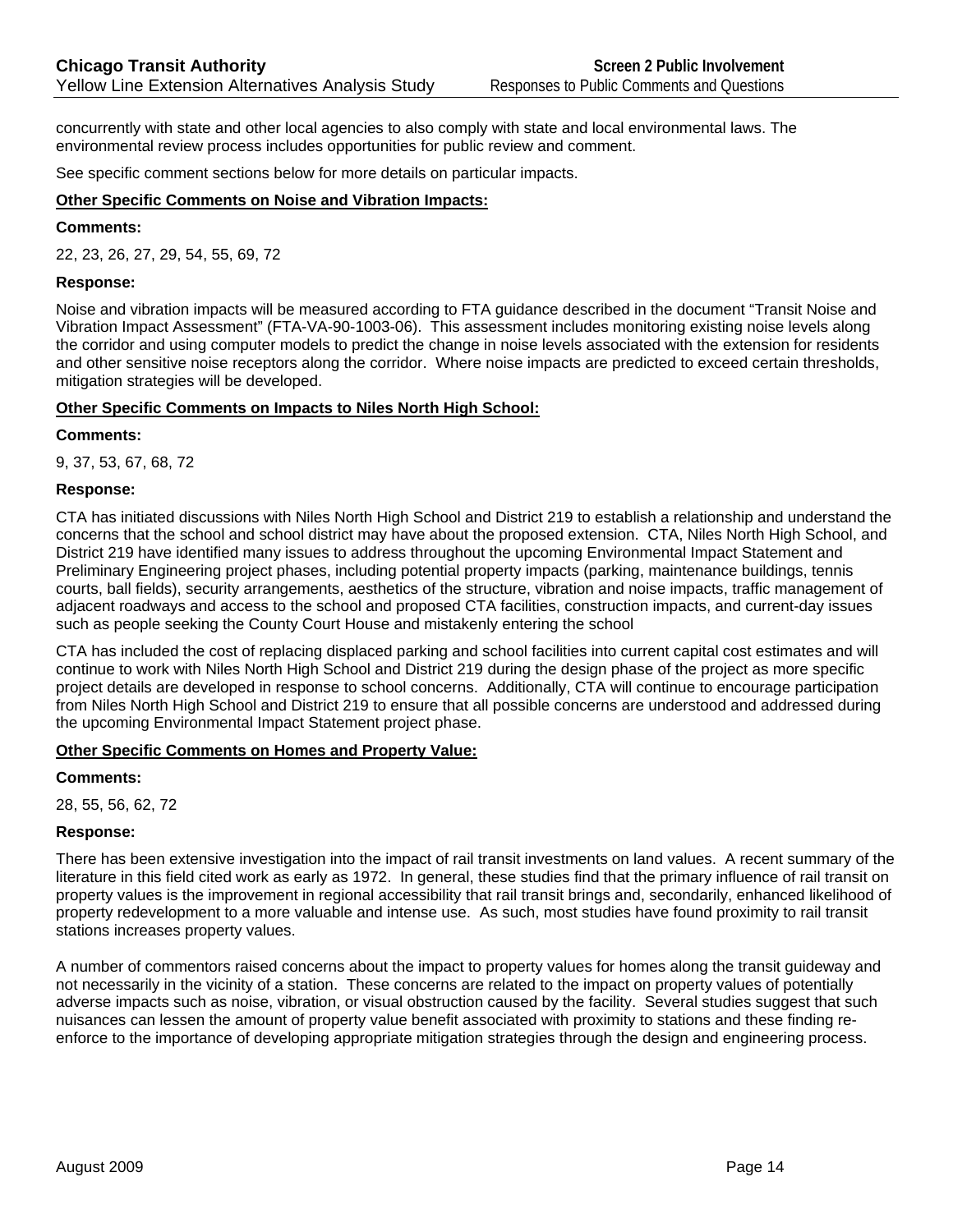concurrently with state and other local agencies to also comply with state and local environmental laws. The environmental review process includes opportunities for public review and comment.

See specific comment sections below for more details on particular impacts.

**Other Specific Comments on Noise and Vibration Impacts:**

**Comments:**

22, 23, 26, 27, 29, 54, 55, 69, 72

**Response:**

Noise and vibration impacts will be measured according to FTA guidance described in the document "Transit Noise and Vibration Impact Assessment" (FTA-VA-90-1003-06). This assessment includes monitoring existing noise levels along the corridor and using computer models to predict the change in noise levels associated with the extension for residents and other sensitive noise receptors along the corridor. Where noise impacts are predicted to exceed certain thresholds, mitigation strategies will be developed.

**Other Specific Comments on Impacts to Niles North High School:**

**Comments:**

9, 37, 53, 67, 68, 72

**Response:**

CTA has initiated discussions with Niles North High School and District 219 to establish a relationship and understand the concerns that the school and school district may have about the proposed extension. CTA, Niles North High School, and District 219 have identified many issues to address throughout the upcoming Environmental Impact Statement and Preliminary Engineering project phases, including potential property impacts (parking, maintenance buildings, tennis courts, ball fields), security arrangements, aesthetics of the structure, vibration and noise impacts, traffic management of adjacent roadways and access to the school and proposed CTA facilities, construction impacts, and current-day issues such as people seeking the County Court House and mistakenly entering the school

CTA has included the cost of replacing displaced parking and school facilities into current capital cost estimates and will continue to work with Niles North High School and District 219 during the design phase of the project as more specific project details are developed in response to school concerns. Additionally, CTA will continue to encourage participation from Niles North High School and District 219 to ensure that all possible concerns are understood and addressed during the upcoming Environmental Impact Statement project phase.

**Other Specific Comments on Homes and Property Value:**

**Comments:**

28, 55, 56, 62, 72

**Response:**

There has been extensive investigation into the impact of rail transit investments on land values. A recent summary of the literature in this field cited work as early as 1972. In general, these studies find that the primary influence of rail transit on property values is the improvement in regional accessibility that rail transit brings and, secondarily, enhanced likelihood of property redevelopment to a more valuable and intense use. As such, most studies have found proximity to rail transit stations increases property values.

A number of commentors raised concerns about the impact to property values for homes along the transit guideway and not necessarily in the vicinity of a station. These concerns are related to the impact on property values of potentially adverse impacts such as noise, vibration, or visual obstruction caused by the facility. Several studies suggest that such nuisances can lessen the amount of property value benefit associated with proximity to stations and these finding re-enforce to the importance of developing appropriate mitigation strategies through the design and engineering process.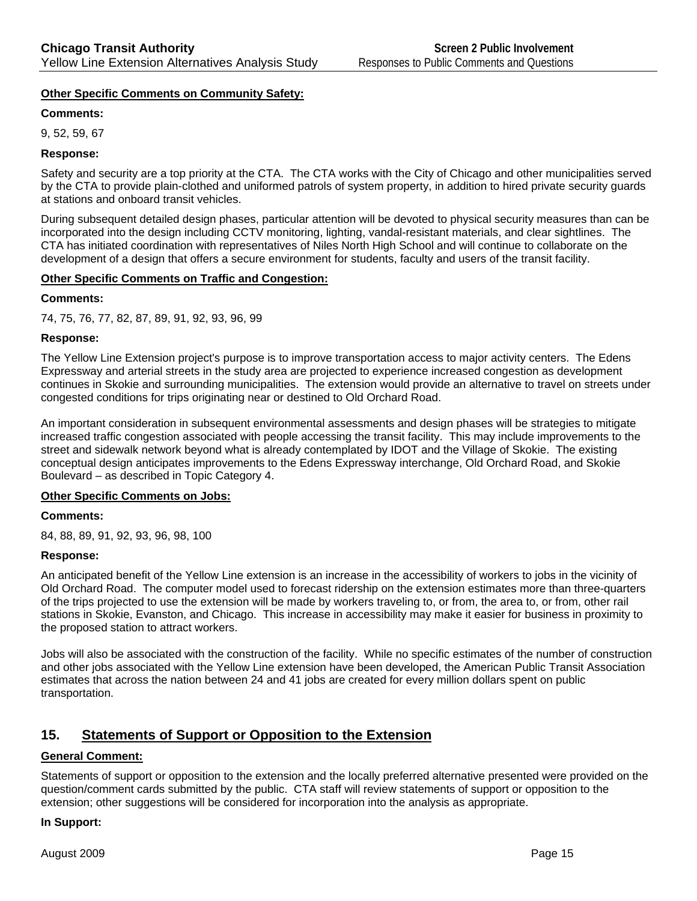**<u>Other Specific Comments on Community Safety:</u>**

**Comments:**

9, 52, 59, 67

**Response:**

Safety and security are a top priority at the CTA. The CTA works with the City of Chicago and other municipalities served by the CTA to provide plain-clothed and uniformed patrols of system property, in addition to hired private security guards at stations and onboard transit vehicles.

During subsequent detailed design phases, particular attention will be devoted to physical security measures than can be incorporated into the design including CCTV monitoring, lighting, vandal-resistant materials, and clear sightlines. The CTA has initiated coordination with representatives of Niles North High School and will continue to collaborate on the development of a design that offers a secure environment for students, faculty and users of the transit facility.

**<u>Other Specific Comments on Traffic and Congestion:</u>**

**Comments:**

74, 75, 76, 77, 82, 87, 89, 91, 92, 93, 96, 99

**Response:**

The Yellow Line Extension project's purpose is to improve transportation access to major activity centers. The Edens Expressway and arterial streets in the study area are projected to experience increased congestion as development continues in Skokie and surrounding municipalities. The extension would provide an alternative to travel on streets under congested conditions for trips originating near or destined to Old Orchard Road.

An important consideration in subsequent environmental assessments and design phases will be strategies to mitigate increased traffic congestion associated with people accessing the transit facility. This may include improvements to the street and sidewalk network beyond what is already contemplated by IDOT and the Village of Skokie. The existing conceptual design anticipates improvements to the Edens Expressway interchange, Old Orchard Road, and Skokie Boulevard – as described in Topic Category 4.

**<u>Other Specific Comments on Jobs:</u>**

**Comments:**

84, 88, 89, 91, 92, 93, 96, 98, 100

**Response:**

An anticipated benefit of the Yellow Line extension is an increase in the accessibility of workers to jobs in the vicinity of Old Orchard Road. The computer model used to forecast ridership on the extension estimates more than three-quarters of the trips projected to use the extension will be made by workers traveling to, or from, the area to, or from, other rail stations in Skokie, Evanston, and Chicago. This increase in accessibility may make it easier for business in proximity to the proposed station to attract workers.

Jobs will also be associated with the construction of the facility. While no specific estimates of the number of construction and other jobs associated with the Yellow Line extension have been developed, the American Public Transit Association estimates that across the nation between 24 and 41 jobs are created for every million dollars spent on public transportation.

## 15. <u>Statements of Support or Opposition to the Extension</u>

**<u>General Comment:</u>**

Statements of support or opposition to the extension and the locally preferred alternative presented were provided on the question/comment cards submitted by the public. CTA staff will review statements of support or opposition to the extension; other suggestions will be considered for incorporation into the analysis as appropriate.

**In Support:**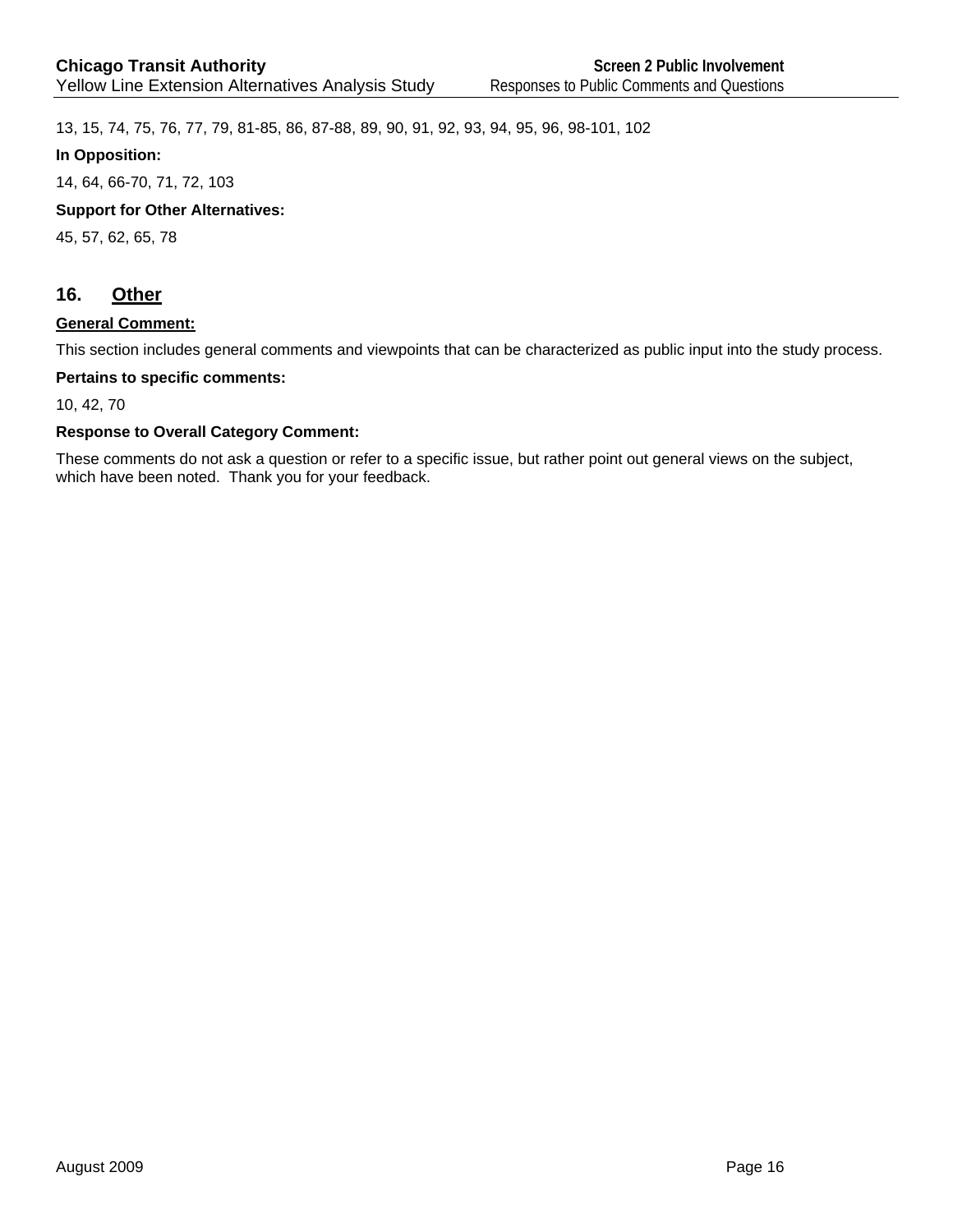13, 15, 74, 75, 76, 77, 79, 81-85, 86, 87-88, 89, 90, 91, 92, 93, 94, 95, 96, 98-101, 102

**In Opposition:**

14, 64, 66-70, 71, 72, 103

**Support for Other Alternatives:**

45, 57, 62, 65, 78

## 16. Other

**General Comment:**

This section includes general comments and viewpoints that can be characterized as public input into the study process.

**Pertains to specific comments:**

10, 42, 70

**Response to Overall Category Comment:**

These comments do not ask a question or refer to a specific issue, but rather point out general views on the subject, which have been noted. Thank you for your feedback.